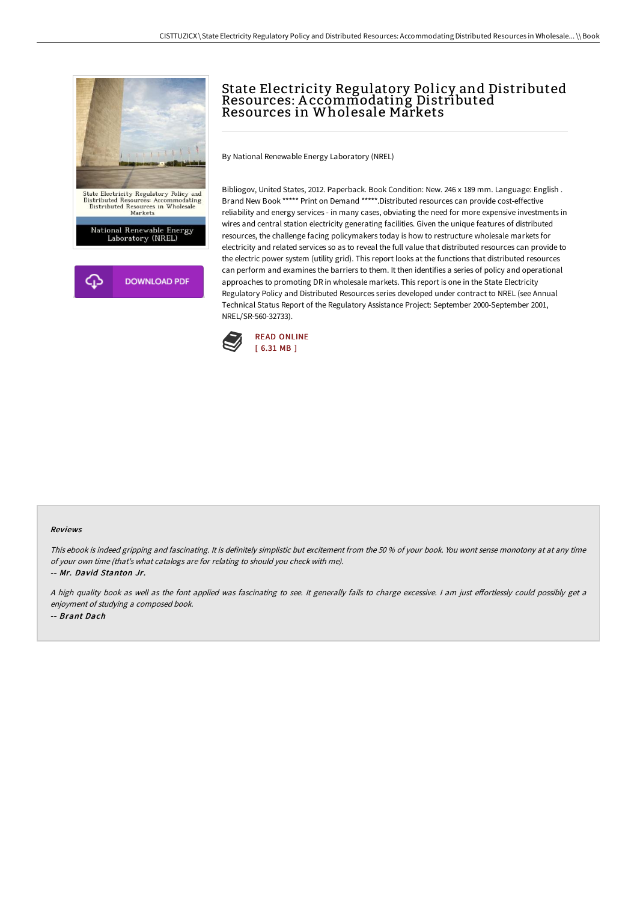# State Electricity Regulatory Policy and Distributed Resources: Accommodating Distributed Resources in Wholesale Markets

By National Renewable Energy Laboratory (NREL)

Bibliogov, United States, 2012. Paperback. Book Condition: New. 246 x 189 mm. Language: English . Brand New Book ***** Print on Demand *****.Distributed resources can provide cost-effective reliability and energy services - in many cases, obviating the need for more expensive investments in wires and central station electricity generating facilities. Given the unique features of distributed resources, the challenge facing policymakers today is how to restructure wholesale markets for electricity and related services so as to reveal the full value that distributed resources can provide to the electric power system (utility grid). This report looks at the functions that distributed resources can perform and examines the barriers to them. It then identifies a series of policy and operational approaches to promoting DR in wholesale markets. This report is one in the State Electricity Regulatory Policy and Distributed Resources series developed under contract to NREL (see Annual Technical Status Report of the Regulatory Assistance Project: September 2000-September 2001, NREL/SR-560-32733).

READ ONLINE
[ 6.31 MB ]

#### Reviews

*This ebook is indeed gripping and fascinating. It is definitely simplistic but excitement from the 50 % of your book. You wont sense monotony at at any time of your own time (that's what catalogs are for relating to should you check with me).*

-- ***Mr. David Stanton Jr.***

*A high quality book as well as the font applied was fascinating to see. It generally fails to charge excessive. I am just effortlessly could possibly get a enjoyment of studying a composed book.*

-- ***Brant Dach***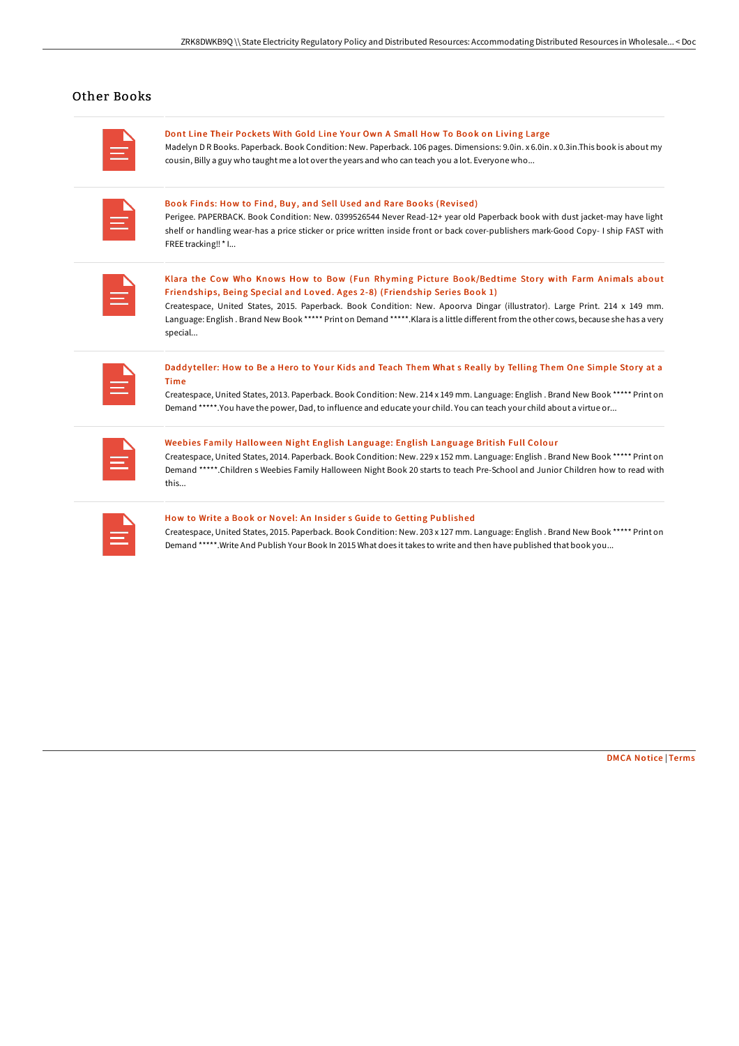## Other Books

### Dont Line Their Pockets With Gold Line Your Own A Small How To Book on Living Large

Madelyn D R Books. Paperback. Book Condition: New. Paperback. 106 pages. Dimensions: 9.0in. x 6.0in. x 0.3in.This book is about my cousin, Billy a guy who taught me a lot over the years and who can teach you a lot. Everyone who...

### Book Finds: How to Find, Buy, and Sell Used and Rare Books (Revised)

Perigee. PAPERBACK. Book Condition: New. 0399526544 Never Read-12+ year old Paperback book with dust jacket-may have light shelf or handling wear-has a price sticker or price written inside front or back cover-publishers mark-Good Copy- I ship FAST with FREE tracking!! * I...

### Klara the Cow Who Knows How to Bow (Fun Rhyming Picture Book/Bedtime Story with Farm Animals about Friendships, Being Special and Loved. Ages 2-8) (Friendship Series Book 1)

Createspace, United States, 2015. Paperback. Book Condition: New. Apoorva Dingar (illustrator). Large Print. 214 x 149 mm. Language: English . Brand New Book ***** Print on Demand *****.Klara is a little different from the other cows, because she has a very special...

### Daddyteller: How to Be a Hero to Your Kids and Teach Them What s Really by Telling Them One Simple Story at a Time

Createspace, United States, 2013. Paperback. Book Condition: New. 214 x 149 mm. Language: English . Brand New Book ***** Print on Demand *****.You have the power, Dad, to influence and educate your child. You can teach your child about a virtue or...

### Weebies Family Halloween Night English Language: English Language British Full Colour

Createspace, United States, 2014. Paperback. Book Condition: New. 229 x 152 mm. Language: English . Brand New Book ***** Print on Demand *****.Children s Weebies Family Halloween Night Book 20 starts to teach Pre-School and Junior Children how to read with this...

### How to Write a Book or Novel: An Insider s Guide to Getting Published

Createspace, United States, 2015. Paperback. Book Condition: New. 203 x 127 mm. Language: English . Brand New Book ***** Print on Demand *****.Write And Publish Your Book In 2015 What does it takes to write and then have published that book you...